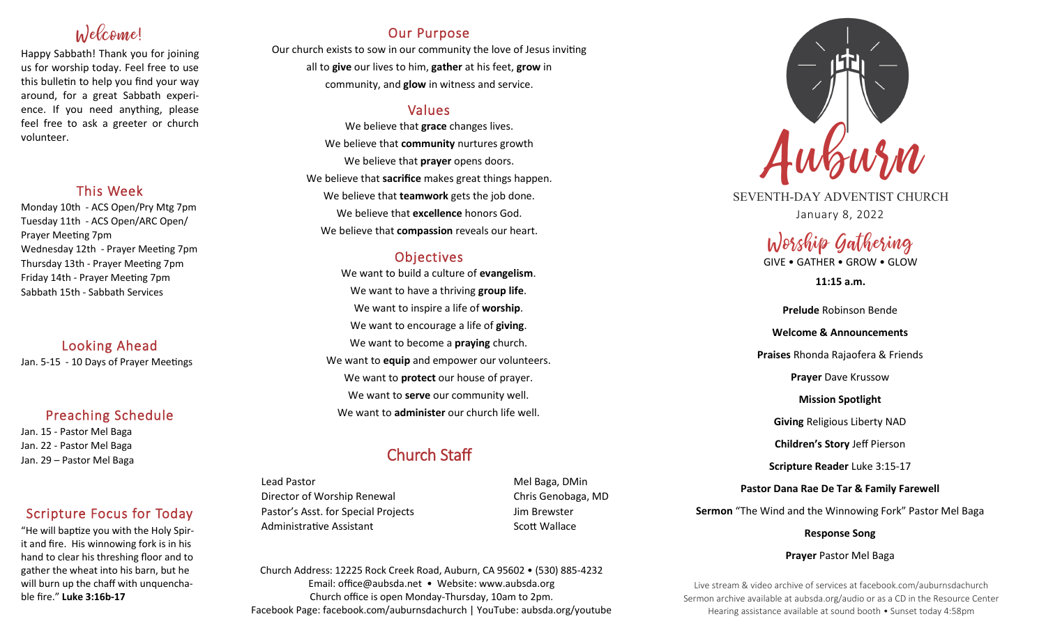# Welcome!

Happy Sabbath! Thank you for joining us for worship today. Feel free to use this bulletin to help you find your way around, for a great Sabbath experience. If you need anything, please feel free to ask a greeter or church volunteer.

## This Week

Monday 10th - ACS Open/Pry Mtg 7pm
Tuesday 11th - ACS Open/ARC Open/ Prayer Meeting 7pm
Wednesday 12th - Prayer Meeting 7pm
Thursday 13th - Prayer Meeting 7pm
Friday 14th - Prayer Meeting 7pm
Sabbath 15th - Sabbath Services

## Looking Ahead

Jan. 5-15 - 10 Days of Prayer Meetings

## Preaching Schedule

Jan. 15 - Pastor Mel Baga
Jan. 22 - Pastor Mel Baga
Jan. 29 – Pastor Mel Baga

## Scripture Focus for Today

"He will baptize you with the Holy Spirit and fire. His winnowing fork is in his hand to clear his threshing floor and to gather the wheat into his barn, but he will burn up the chaff with unquenchable fire." **Luke 3:16b-17**

## Our Purpose

Our church exists to sow in our community the love of Jesus inviting all to **give** our lives to him, **gather** at his feet, **grow** in community, and **glow** in witness and service.

## Values

We believe that **grace** changes lives.
We believe that **community** nurtures growth
We believe that **prayer** opens doors.
We believe that **sacrifice** makes great things happen.
We believe that **teamwork** gets the job done.
We believe that **excellence** honors God.
We believe that **compassion** reveals our heart.

## Objectives

We want to build a culture of **evangelism**.
We want to have a thriving **group life**.
We want to inspire a life of **worship**.
We want to encourage a life of **giving**.
We want to become a **praying** church.
We want to **equip** and empower our volunteers.
We want to **protect** our house of prayer.
We want to **serve** our community well.
We want to **administer** our church life well.

## Church Staff

| | |
|---|---|
| Lead Pastor | Mel Baga, DMin |
| Director of Worship Renewal | Chris Genobaga, MD |
| Pastor's Asst. for Special Projects | Jim Brewster |
| Administrative Assistant | Scott Wallace |

Church Address: 12225 Rock Creek Road, Auburn, CA 95602 • (530) 885-4232
Email: office@aubsda.net • Website: www.aubsda.org
Church office is open Monday-Thursday, 10am to 2pm.
Facebook Page: facebook.com/auburnsdachurch | YouTube: aubsda.org/youtube

# Auburn

SEVENTH-DAY ADVENTIST CHURCH
January 8, 2022

## Worship Gathering

GIVE • GATHER • GROW • GLOW

**11:15 a.m.**

**Prelude** Robinson Bende

**Welcome & Announcements**

**Praises** Rhonda Rajaofera & Friends

**Prayer** Dave Krussow

**Mission Spotlight**

**Giving** Religious Liberty NAD

**Children's Story** Jeff Pierson

**Scripture Reader** Luke 3:15-17

**Pastor Dana Rae De Tar & Family Farewell**

**Sermon** "The Wind and the Winnowing Fork" Pastor Mel Baga

**Response Song**

**Prayer** Pastor Mel Baga

Live stream & video archive of services at facebook.com/auburnsdachurch
Sermon archive available at aubsda.org/audio or as a CD in the Resource Center
Hearing assistance available at sound booth • Sunset today 4:58pm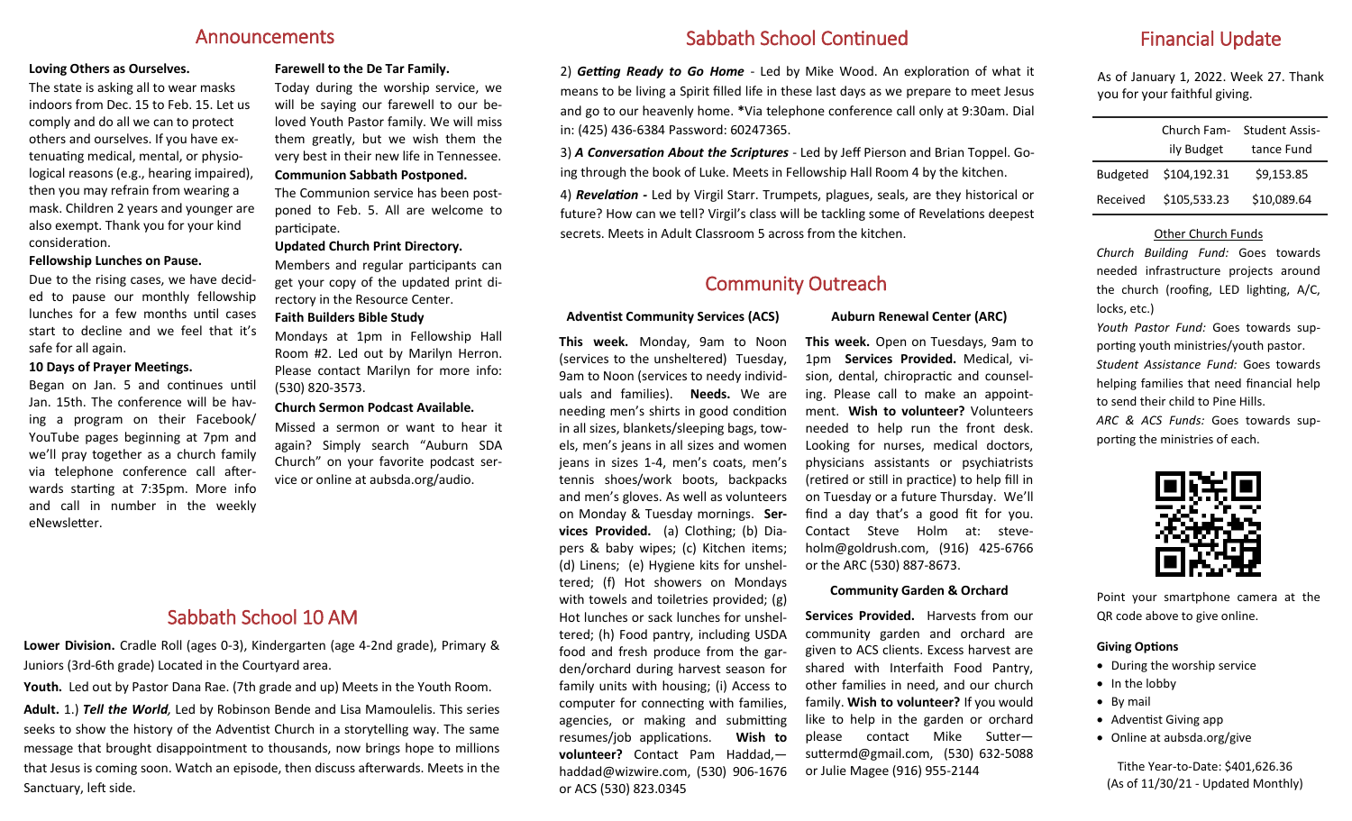## Announcements

**Loving Others as Ourselves.**

The state is asking all to wear masks indoors from Dec. 15 to Feb. 15. Let us comply and do all we can to protect others and ourselves. If you have extenuating medical, mental, or physiological reasons (e.g., hearing impaired), then you may refrain from wearing a mask. Children 2 years and younger are also exempt. Thank you for your kind consideration.

**Fellowship Lunches on Pause.**

Due to the rising cases, we have decided to pause our monthly fellowship lunches for a few months until cases start to decline and we feel that it's safe for all again.

**10 Days of Prayer Meetings.**

Began on Jan. 5 and continues until Jan. 15th. The conference will be having a program on their Facebook/ YouTube pages beginning at 7pm and we'll pray together as a church family via telephone conference call afterwards starting at 7:35pm. More info and call in number in the weekly eNewsletter.

**Farewell to the De Tar Family.**

Today during the worship service, we will be saying our farewell to our beloved Youth Pastor family. We will miss them greatly, but we wish them the very best in their new life in Tennessee.

**Communion Sabbath Postponed.**

The Communion service has been postponed to Feb. 5. All are welcome to participate.

**Updated Church Print Directory.**

Members and regular participants can get your copy of the updated print directory in the Resource Center.

**Faith Builders Bible Study**

Mondays at 1pm in Fellowship Hall Room #2. Led out by Marilyn Herron. Please contact Marilyn for more info: (530) 820-3573.

**Church Sermon Podcast Available.**

Missed a sermon or want to hear it again? Simply search "Auburn SDA Church" on your favorite podcast service or online at aubsda.org/audio.

## Sabbath School 10 AM

**Lower Division.** Cradle Roll (ages 0-3), Kindergarten (age 4-2nd grade), Primary & Juniors (3rd-6th grade) Located in the Courtyard area.

**Youth.** Led out by Pastor Dana Rae. (7th grade and up) Meets in the Youth Room.

**Adult.** 1.) ***Tell the World,*** Led by Robinson Bende and Lisa Mamoulelis. This series seeks to show the history of the Adventist Church in a storytelling way. The same message that brought disappointment to thousands, now brings hope to millions that Jesus is coming soon. Watch an episode, then discuss afterwards. Meets in the Sanctuary, left side.

## Sabbath School Continued

2) ***Getting Ready to Go Home*** - Led by Mike Wood. An exploration of what it means to be living a Spirit filled life in these last days as we prepare to meet Jesus and go to our heavenly home. **\***Via telephone conference call only at 9:30am. Dial in: (425) 436-6384 Password: 60247365.

3) ***A Conversation About the Scriptures*** - Led by Jeff Pierson and Brian Toppel. Going through the book of Luke. Meets in Fellowship Hall Room 4 by the kitchen.

4) ***Revelation -*** Led by Virgil Starr. Trumpets, plagues, seals, are they historical or future? How can we tell? Virgil's class will be tackling some of Revelations deepest secrets. Meets in Adult Classroom 5 across from the kitchen.

## Community Outreach

**Adventist Community Services (ACS)**

**This week.** Monday, 9am to Noon (services to the unsheltered) Tuesday, 9am to Noon (services to needy individuals and families). **Needs.** We are needing men's shirts in good condition in all sizes, blankets/sleeping bags, towels, men's jeans in all sizes and women jeans in sizes 1-4, men's coats, men's tennis shoes/work boots, backpacks and men's gloves. As well as volunteers on Monday & Tuesday mornings. **Services Provided.** (a) Clothing; (b) Diapers & baby wipes; (c) Kitchen items; (d) Linens; (e) Hygiene kits for unsheltered; (f) Hot showers on Mondays with towels and toiletries provided; (g) Hot lunches or sack lunches for unsheltered; (h) Food pantry, including USDA food and fresh produce from the garden/orchard during harvest season for family units with housing; (i) Access to computer for connecting with families, agencies, or making and submitting resumes/job applications. **Wish to volunteer?** Contact Pam Haddad,—haddad@wizwire.com, (530) 906-1676 or ACS (530) 823.0345

**Auburn Renewal Center (ARC)**

**This week.** Open on Tuesdays, 9am to 1pm **Services Provided.** Medical, vision, dental, chiropractic and counseling. Please call to make an appointment. **Wish to volunteer?** Volunteers needed to help run the front desk. Looking for nurses, medical doctors, physicians assistants or psychiatrists (retired or still in practice) to help fill in on Tuesday or a future Thursday. We'll find a day that's a good fit for you. Contact Steve Holm at: steveholm@goldrush.com, (916) 425-6766 or the ARC (530) 887-8673.

**Community Garden & Orchard**

**Services Provided.** Harvests from our community garden and orchard are given to ACS clients. Excess harvest are shared with Interfaith Food Pantry, other families in need, and our church family. **Wish to volunteer?** If you would like to help in the garden or orchard please contact Mike Sutter—suttermd@gmail.com, (530) 632-5088 or Julie Magee (916) 955-2144

## Financial Update

As of January 1, 2022. Week 27. Thank you for your faithful giving.

| | Church Family Budget | Student Assistance Fund |
|---|---|---|
| Budgeted | $104,192.31 | $9,153.85 |
| Received | $105,533.23 | $10,089.64 |

Other Church Funds

*Church Building Fund:* Goes towards needed infrastructure projects around the church (roofing, LED lighting, A/C, locks, etc.)

*Youth Pastor Fund:* Goes towards supporting youth ministries/youth pastor.

*Student Assistance Fund:* Goes towards helping families that need financial help to send their child to Pine Hills.

*ARC & ACS Funds:* Goes towards supporting the ministries of each.

Point your smartphone camera at the QR code above to give online.

**Giving Options**

- During the worship service
- In the lobby
- By mail
- Adventist Giving app
- Online at aubsda.org/give

Tithe Year-to-Date: $401,626.36
(As of 11/30/21 - Updated Monthly)